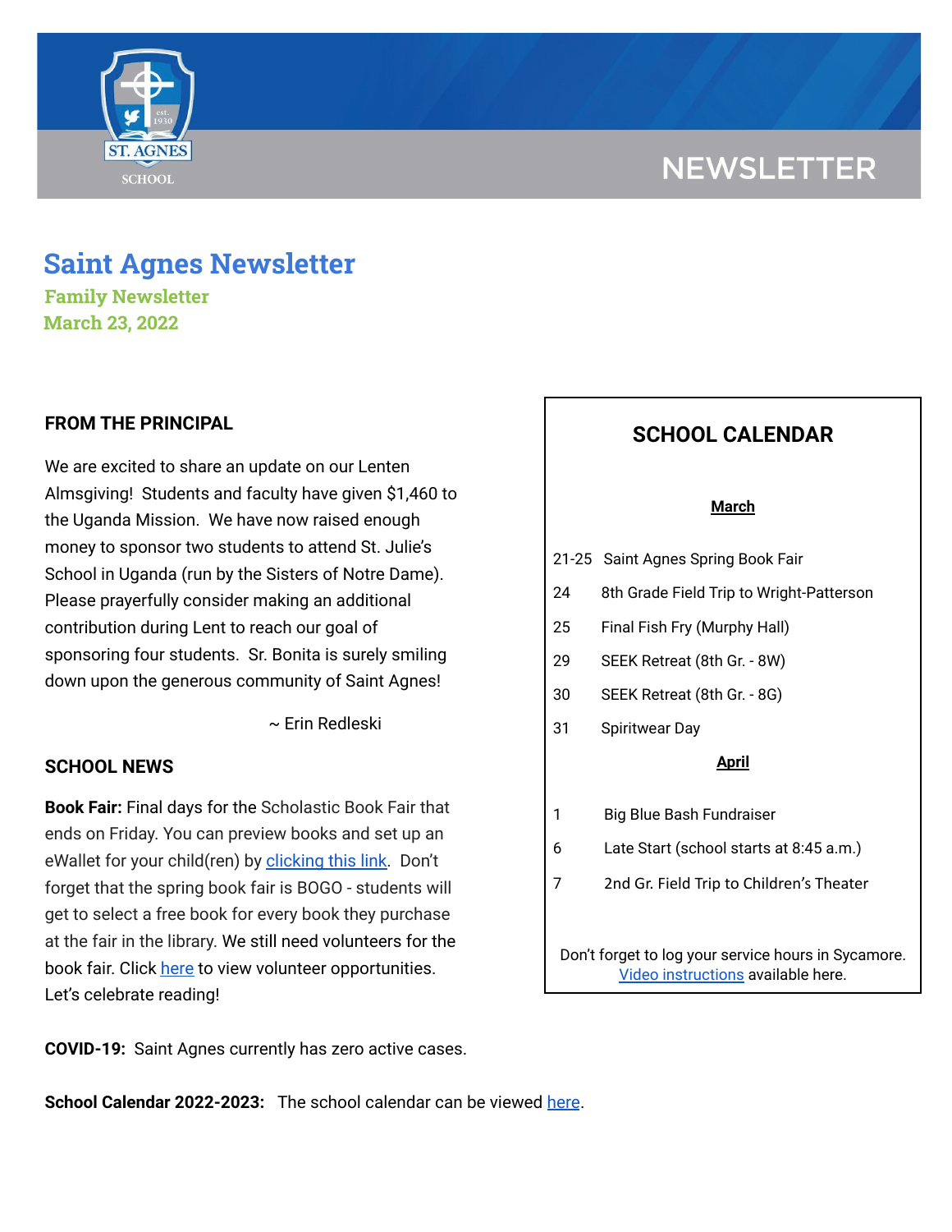NEWSLETTER

# Saint Agnes Newsletter

### Family Newsletter
### March 23, 2022

## FROM THE PRINCIPAL

We are excited to share an update on our Lenten Almsgiving! Students and faculty have given $1,460 to the Uganda Mission. We have now raised enough money to sponsor two students to attend St. Julie's School in Uganda (run by the Sisters of Notre Dame). Please prayerfully consider making an additional contribution during Lent to reach our goal of sponsoring four students. Sr. Bonita is surely smiling down upon the generous community of Saint Agnes!

~ Erin Redleski

## SCHOOL NEWS

**Book Fair:** Final days for the Scholastic Book Fair that ends on Friday. You can preview books and set up an eWallet for your child(ren) by [clicking this link](). Don't forget that the spring book fair is BOGO - students will get to select a free book for every book they purchase at the fair in the library. We still need volunteers for the book fair. Click [here]() to view volunteer opportunities. Let's celebrate reading!

**COVID-19:** Saint Agnes currently has zero active cases.

**School Calendar 2022-2023:** The school calendar can be viewed [here]().

## SCHOOL CALENDAR

**March**

| | |
|---|---|
| 21-25 | Saint Agnes Spring Book Fair |
| 24 | 8th Grade Field Trip to Wright-Patterson |
| 25 | Final Fish Fry (Murphy Hall) |
| 29 | SEEK Retreat (8th Gr. - 8W) |
| 30 | SEEK Retreat (8th Gr. - 8G) |
| 31 | Spiritwear Day |

**April**

| | |
|---|---|
| 1 | Big Blue Bash Fundraiser |
| 6 | Late Start (school starts at 8:45 a.m.) |
| 7 | 2nd Gr. Field Trip to Children's Theater |

Don't forget to log your service hours in Sycamore. [Video instructions]() available here.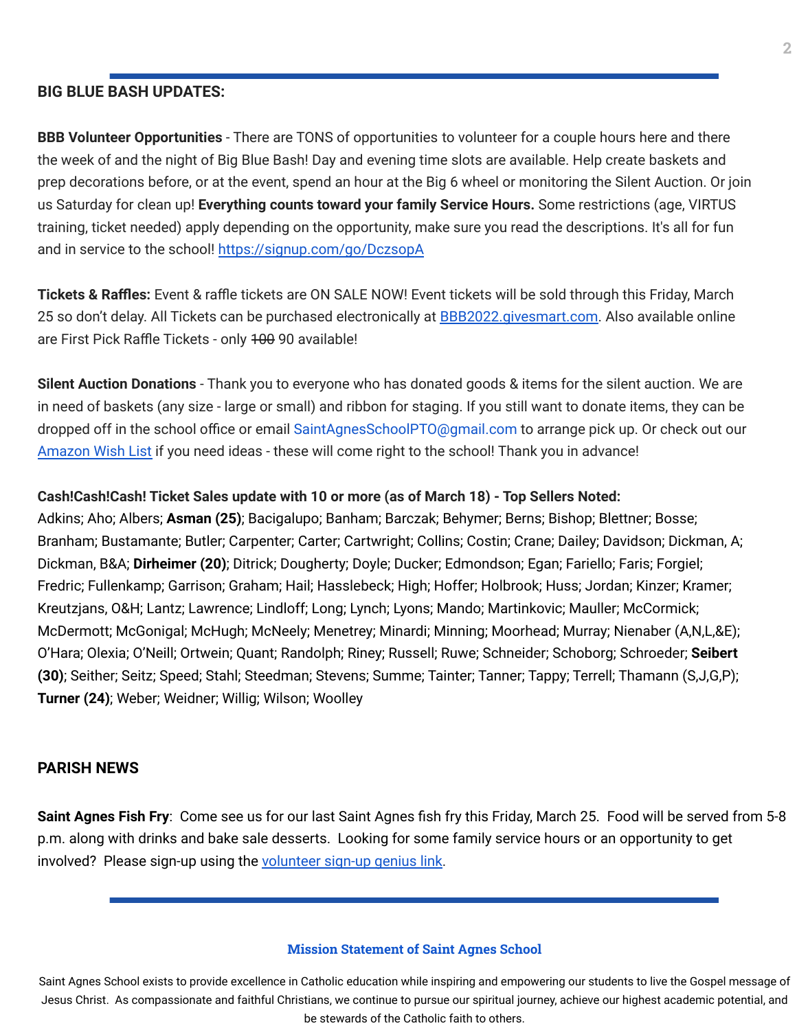## BIG BLUE BASH UPDATES:

**BBB Volunteer Opportunities** - There are TONS of opportunities to volunteer for a couple hours here and there the week of and the night of Big Blue Bash! Day and evening time slots are available. Help create baskets and prep decorations before, or at the event, spend an hour at the Big 6 wheel or monitoring the Silent Auction. Or join us Saturday for clean up! **Everything counts toward your family Service Hours.** Some restrictions (age, VIRTUS training, ticket needed) apply depending on the opportunity, make sure you read the descriptions. It's all for fun and in service to the school! https://signup.com/go/DczsopA

**Tickets & Raffles:** Event & raffle tickets are ON SALE NOW! Event tickets will be sold through this Friday, March 25 so don't delay. All Tickets can be purchased electronically at BBB2022.givesmart.com. Also available online are First Pick Raffle Tickets - only ~~100~~ 90 available!

**Silent Auction Donations** - Thank you to everyone who has donated goods & items for the silent auction. We are in need of baskets (any size - large or small) and ribbon for staging. If you still want to donate items, they can be dropped off in the school office or email SaintAgnesSchoolPTO@gmail.com to arrange pick up. Or check out our Amazon Wish List if you need ideas - these will come right to the school! Thank you in advance!

**Cash!Cash!Cash! Ticket Sales update with 10 or more (as of March 18) - Top Sellers Noted:**
Adkins; Aho; Albers; **Asman (25)**; Bacigalupo; Banham; Barczak; Behymer; Berns; Bishop; Blettner; Bosse; Branham; Bustamante; Butler; Carpenter; Carter; Cartwright; Collins; Costin; Crane; Dailey; Davidson; Dickman, A; Dickman, B&A; **Dirheimer (20)**; Ditrick; Dougherty; Doyle; Ducker; Edmondson; Egan; Fariello; Faris; Forgiel; Fredric; Fullenkamp; Garrison; Graham; Hail; Hasslebeck; High; Hoffer; Holbrook; Huss; Jordan; Kinzer; Kramer; Kreutzjans, O&H; Lantz; Lawrence; Lindloff; Long; Lynch; Lyons; Mando; Martinkovic; Mauller; McCormick; McDermott; McGonigal; McHugh; McNeely; Menetrey; Minardi; Minning; Moorhead; Murray; Nienaber (A,N,L,&E); O'Hara; Olexia; O'Neill; Ortwein; Quant; Randolph; Riney; Russell; Ruwe; Schneider; Schoborg; Schroeder; **Seibert (30)**; Seither; Seitz; Speed; Stahl; Steedman; Stevens; Summe; Tainter; Tanner; Tappy; Terrell; Thamann (S,J,G,P); **Turner (24)**; Weber; Weidner; Willig; Wilson; Woolley

## PARISH NEWS

**Saint Agnes Fish Fry**: Come see us for our last Saint Agnes fish fry this Friday, March 25. Food will be served from 5-8 p.m. along with drinks and bake sale desserts. Looking for some family service hours or an opportunity to get involved? Please sign-up using the volunteer sign-up genius link.

**Mission Statement of Saint Agnes School**

Saint Agnes School exists to provide excellence in Catholic education while inspiring and empowering our students to live the Gospel message of Jesus Christ. As compassionate and faithful Christians, we continue to pursue our spiritual journey, achieve our highest academic potential, and be stewards of the Catholic faith to others.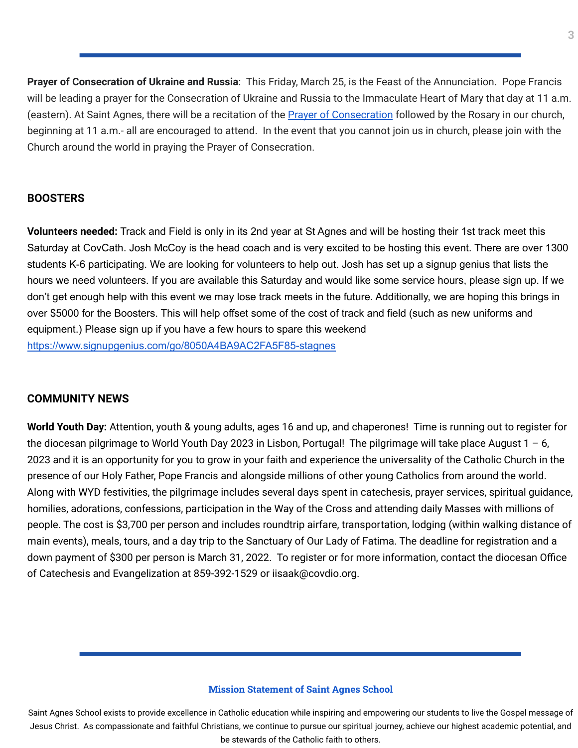**Prayer of Consecration of Ukraine and Russia**: This Friday, March 25, is the Feast of the Annunciation. Pope Francis will be leading a prayer for the Consecration of Ukraine and Russia to the Immaculate Heart of Mary that day at 11 a.m. (eastern). At Saint Agnes, there will be a recitation of the Prayer of Consecration followed by the Rosary in our church, beginning at 11 a.m.- all are encouraged to attend. In the event that you cannot join us in church, please join with the Church around the world in praying the Prayer of Consecration.

## BOOSTERS

**Volunteers needed:** Track and Field is only in its 2nd year at St Agnes and will be hosting their 1st track meet this Saturday at CovCath. Josh McCoy is the head coach and is very excited to be hosting this event. There are over 1300 students K-6 participating. We are looking for volunteers to help out. Josh has set up a signup genius that lists the hours we need volunteers. If you are available this Saturday and would like some service hours, please sign up. If we don't get enough help with this event we may lose track meets in the future. Additionally, we are hoping this brings in over $5000 for the Boosters. This will help offset some of the cost of track and field (such as new uniforms and equipment.) Please sign up if you have a few hours to spare this weekend https://www.signupgenius.com/go/8050A4BA9AC2FA5F85-stagnes

## COMMUNITY NEWS

**World Youth Day:** Attention, youth & young adults, ages 16 and up, and chaperones! Time is running out to register for the diocesan pilgrimage to World Youth Day 2023 in Lisbon, Portugal! The pilgrimage will take place August 1 – 6, 2023 and it is an opportunity for you to grow in your faith and experience the universality of the Catholic Church in the presence of our Holy Father, Pope Francis and alongside millions of other young Catholics from around the world. Along with WYD festivities, the pilgrimage includes several days spent in catechesis, prayer services, spiritual guidance, homilies, adorations, confessions, participation in the Way of the Cross and attending daily Masses with millions of people. The cost is $3,700 per person and includes roundtrip airfare, transportation, lodging (within walking distance of main events), meals, tours, and a day trip to the Sanctuary of Our Lady of Fatima. The deadline for registration and a down payment of $300 per person is March 31, 2022. To register or for more information, contact the diocesan Office of Catechesis and Evangelization at 859-392-1529 or iisaak@covdio.org.

### Mission Statement of Saint Agnes School

Saint Agnes School exists to provide excellence in Catholic education while inspiring and empowering our students to live the Gospel message of Jesus Christ. As compassionate and faithful Christians, we continue to pursue our spiritual journey, achieve our highest academic potential, and be stewards of the Catholic faith to others.